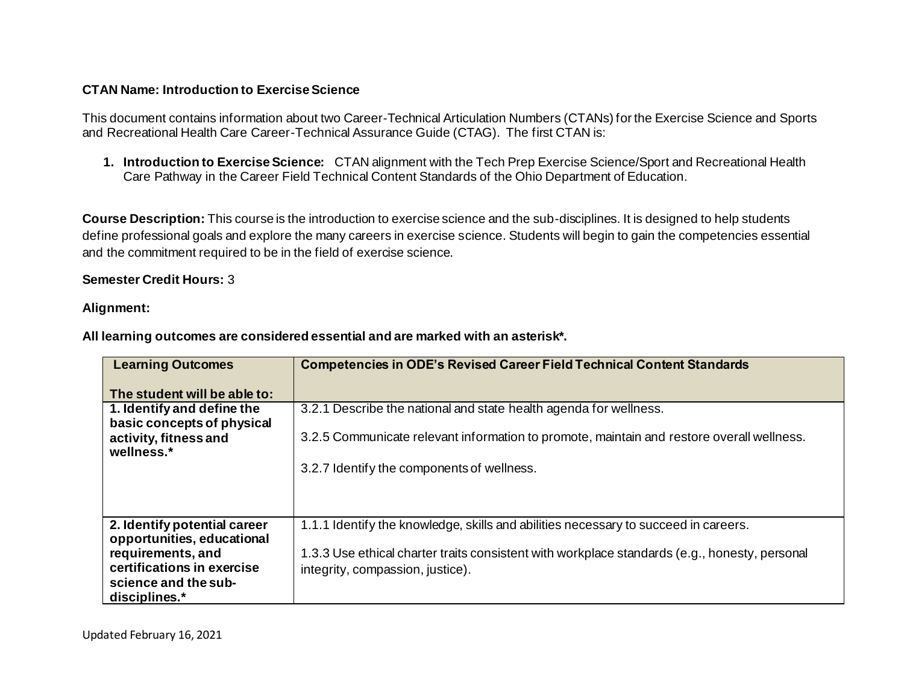**CTAN Name: Introduction to Exercise Science**

This document contains information about two Career-Technical Articulation Numbers (CTANs) for the Exercise Science and Sports and Recreational Health Care Career-Technical Assurance Guide (CTAG). The first CTAN is:

1. **Introduction to Exercise Science:** CTAN alignment with the Tech Prep Exercise Science/Sport and Recreational Health Care Pathway in the Career Field Technical Content Standards of the Ohio Department of Education.

**Course Description:** This course is the introduction to exercise science and the sub-disciplines. It is designed to help students define professional goals and explore the many careers in exercise science. Students will begin to gain the competencies essential and the commitment required to be in the field of exercise science.

**Semester Credit Hours:** 3

**Alignment:**

**All learning outcomes are considered essential and are marked with an asterisk*.**

| **Learning Outcomes**<br><br>**The student will be able to:** | **Competencies in ODE's Revised Career Field Technical Content Standards** |
|---|---|
| **1. Identify and define the basic concepts of physical activity, fitness and wellness.*** | 3.2.1 Describe the national and state health agenda for wellness.<br><br>3.2.5 Communicate relevant information to promote, maintain and restore overall wellness.<br><br>3.2.7 Identify the components of wellness. |
| **2. Identify potential career opportunities, educational requirements, and certifications in exercise science and the sub-disciplines.*** | 1.1.1 Identify the knowledge, skills and abilities necessary to succeed in careers.<br><br>1.3.3 Use ethical charter traits consistent with workplace standards (e.g., honesty, personal integrity, compassion, justice). |

Updated February 16, 2021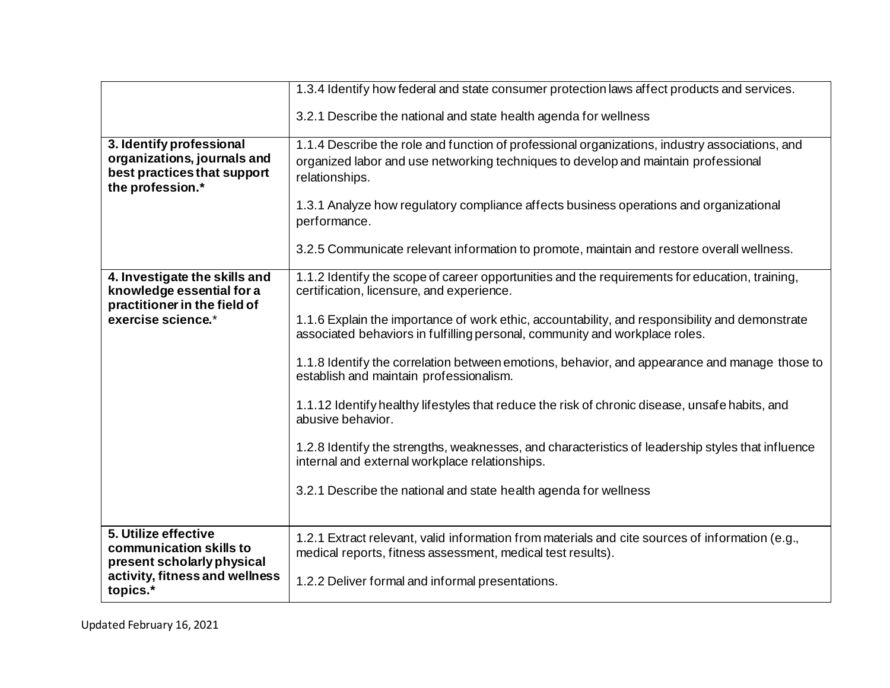| | |
|---|---|
| | 1.3.4 Identify how federal and state consumer protection laws affect products and services.<br><br>3.2.1 Describe the national and state health agenda for wellness |
| **3. Identify professional organizations, journals and best practices that support the profession.*** | 1.1.4 Describe the role and function of professional organizations, industry associations, and organized labor and use networking techniques to develop and maintain professional relationships.<br><br>1.3.1 Analyze how regulatory compliance affects business operations and organizational performance.<br><br>3.2.5 Communicate relevant information to promote, maintain and restore overall wellness. |
| **4. Investigate the skills and knowledge essential for a practitioner in the field of exercise science.*** | 1.1.2 Identify the scope of career opportunities and the requirements for education, training, certification, licensure, and experience.<br><br>1.1.6 Explain the importance of work ethic, accountability, and responsibility and demonstrate associated behaviors in fulfilling personal, community and workplace roles.<br><br>1.1.8 Identify the correlation between emotions, behavior, and appearance and manage those to establish and maintain professionalism.<br><br>1.1.12 Identify healthy lifestyles that reduce the risk of chronic disease, unsafe habits, and abusive behavior.<br><br>1.2.8 Identify the strengths, weaknesses, and characteristics of leadership styles that influence internal and external workplace relationships.<br><br>3.2.1 Describe the national and state health agenda for wellness |
| **5. Utilize effective communication skills to present scholarly physical activity, fitness and wellness topics.*** | 1.2.1 Extract relevant, valid information from materials and cite sources of information (e.g., medical reports, fitness assessment, medical test results).<br><br>1.2.2 Deliver formal and informal presentations. |

Updated February 16, 2021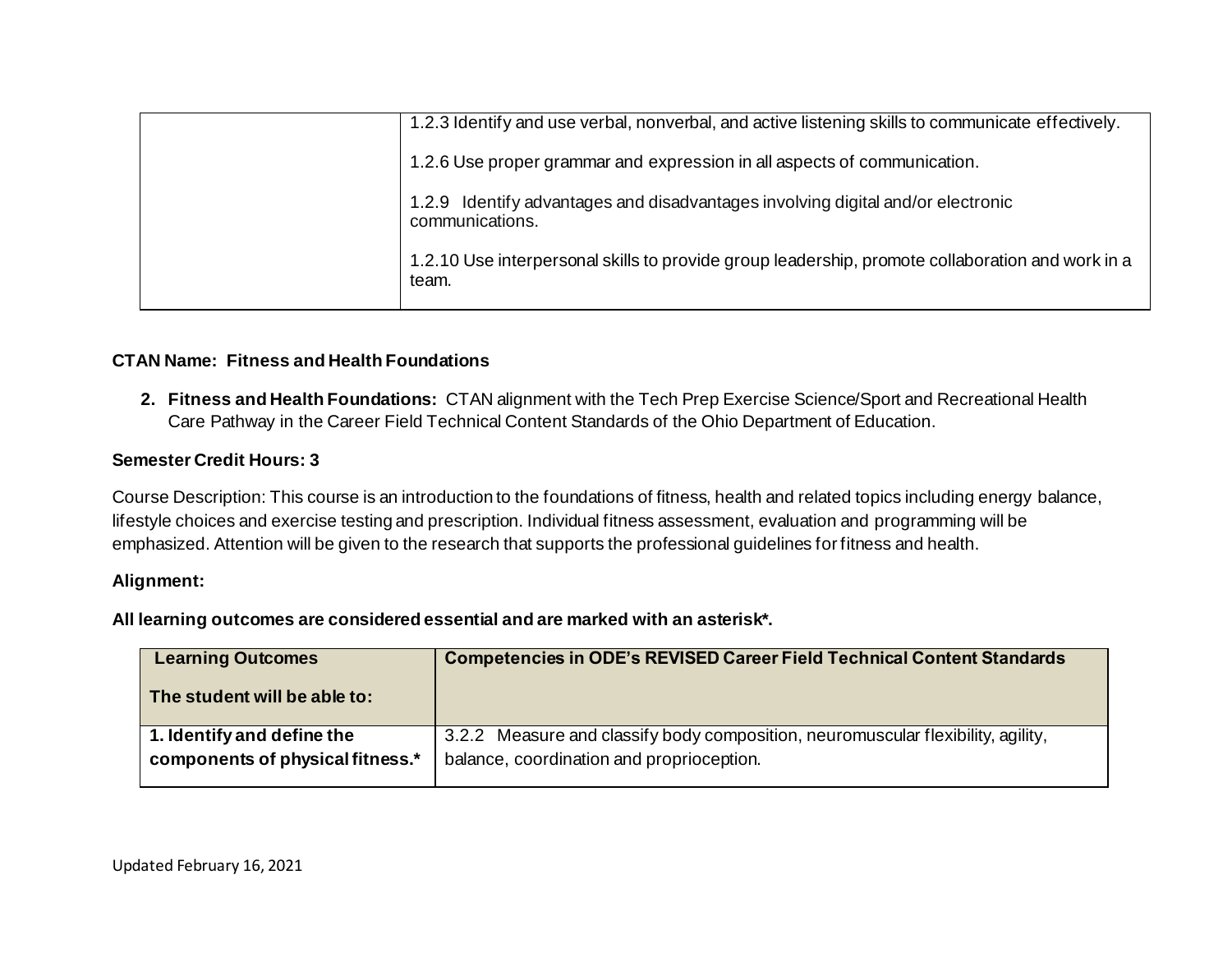| | |
|---|---|
| | 1.2.3 Identify and use verbal, nonverbal, and active listening skills to communicate effectively.<br><br>1.2.6 Use proper grammar and expression in all aspects of communication.<br><br>1.2.9 Identify advantages and disadvantages involving digital and/or electronic communications.<br><br>1.2.10 Use interpersonal skills to provide group leadership, promote collaboration and work in a team. |

**CTAN Name: Fitness and Health Foundations**

2. **Fitness and Health Foundations:** CTAN alignment with the Tech Prep Exercise Science/Sport and Recreational Health Care Pathway in the Career Field Technical Content Standards of the Ohio Department of Education.

**Semester Credit Hours: 3**

Course Description: This course is an introduction to the foundations of fitness, health and related topics including energy balance, lifestyle choices and exercise testing and prescription. Individual fitness assessment, evaluation and programming will be emphasized. Attention will be given to the research that supports the professional guidelines for fitness and health.

**Alignment:**

**All learning outcomes are considered essential and are marked with an asterisk*.**

| **Learning Outcomes**<br><br>**The student will be able to:** | **Competencies in ODE's REVISED Career Field Technical Content Standards** |
|---|---|
| **1. Identify and define the components of physical fitness.*** | 3.2.2 Measure and classify body composition, neuromuscular flexibility, agility, balance, coordination and proprioception. |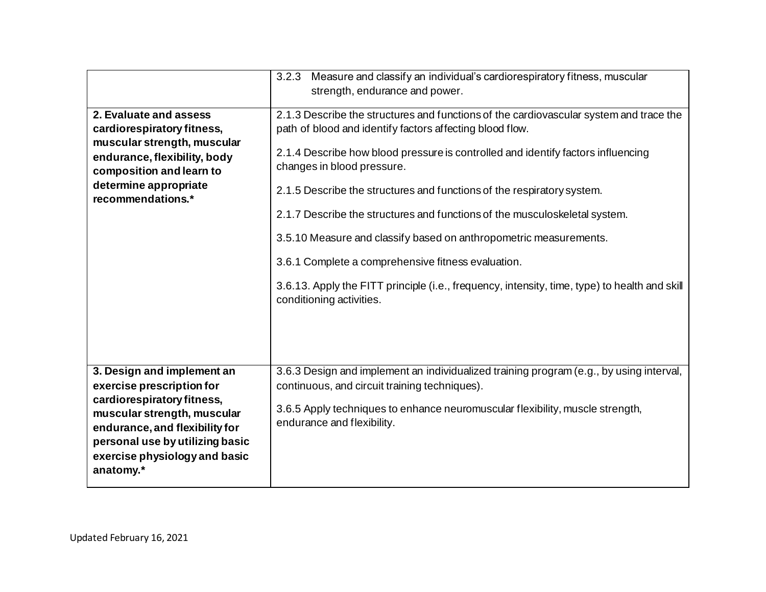| | |
|---|---|
| | 3.2.3 Measure and classify an individual's cardiorespiratory fitness, muscular strength, endurance and power. |
| **2. Evaluate and assess cardiorespiratory fitness, muscular strength, muscular endurance, flexibility, body composition and learn to determine appropriate recommendations.*** | 2.1.3 Describe the structures and functions of the cardiovascular system and trace the path of blood and identify factors affecting blood flow.<br><br>2.1.4 Describe how blood pressure is controlled and identify factors influencing changes in blood pressure.<br><br>2.1.5 Describe the structures and functions of the respiratory system.<br><br>2.1.7 Describe the structures and functions of the musculoskeletal system.<br><br>3.5.10 Measure and classify based on anthropometric measurements.<br><br>3.6.1 Complete a comprehensive fitness evaluation.<br><br>3.6.13. Apply the FITT principle (i.e., frequency, intensity, time, type) to health and skill conditioning activities. |
| **3. Design and implement an exercise prescription for cardiorespiratory fitness, muscular strength, muscular endurance, and flexibility for personal use by utilizing basic exercise physiology and basic anatomy.*** | 3.6.3 Design and implement an individualized training program (e.g., by using interval, continuous, and circuit training techniques).<br><br>3.6.5 Apply techniques to enhance neuromuscular flexibility, muscle strength, endurance and flexibility. |

Updated February 16, 2021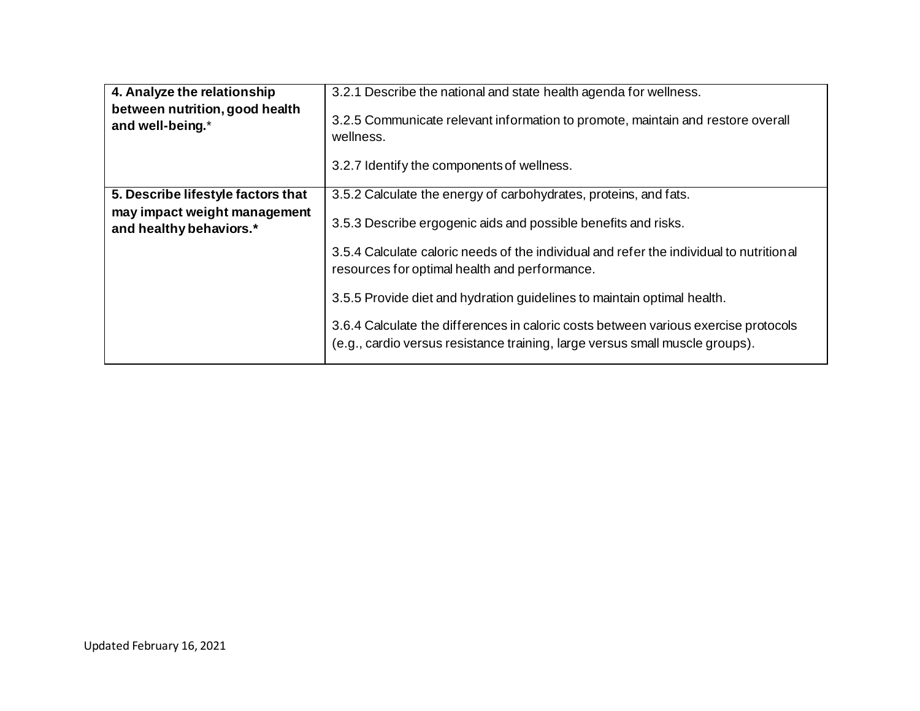| | |
|---|---|
| **4. Analyze the relationship between nutrition, good health and well-being.*** | 3.2.1 Describe the national and state health agenda for wellness.<br><br>3.2.5 Communicate relevant information to promote, maintain and restore overall wellness.<br><br>3.2.7 Identify the components of wellness. |
| **5. Describe lifestyle factors that may impact weight management and healthy behaviors.*** | 3.5.2 Calculate the energy of carbohydrates, proteins, and fats.<br><br>3.5.3 Describe ergogenic aids and possible benefits and risks.<br><br>3.5.4 Calculate caloric needs of the individual and refer the individual to nutritional resources for optimal health and performance.<br><br>3.5.5 Provide diet and hydration guidelines to maintain optimal health.<br><br>3.6.4 Calculate the differences in caloric costs between various exercise protocols (e.g., cardio versus resistance training, large versus small muscle groups). |

Updated February 16, 2021